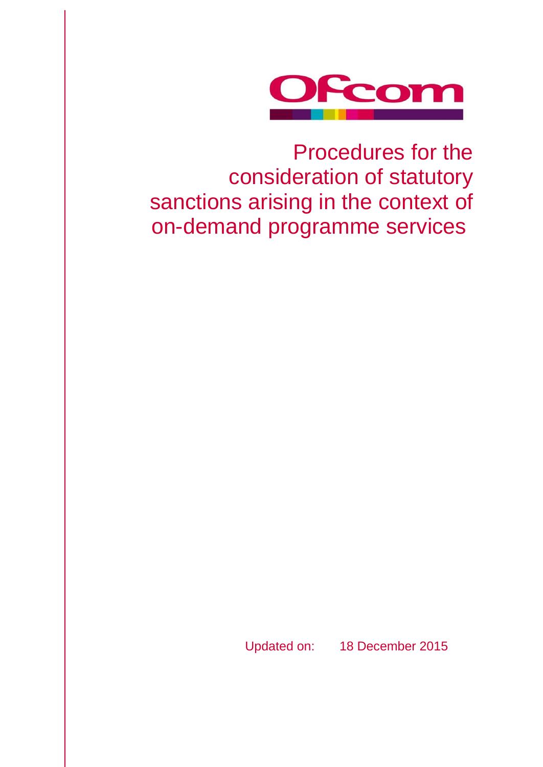Ofcom

# Procedures for the consideration of statutory sanctions arising in the context of on-demand programme services

Updated on: 18 December 2015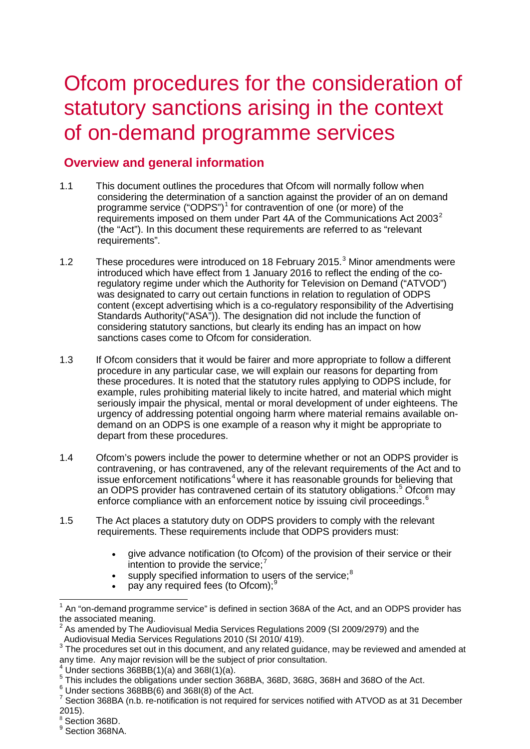# Ofcom procedures for the consideration of statutory sanctions arising in the context of on-demand programme services

## Overview and general information

1.1 This document outlines the procedures that Ofcom will normally follow when considering the determination of a sanction against the provider of an on demand programme service ("ODPS")[1] for contravention of one (or more) of the requirements imposed on them under Part 4A of the Communications Act 2003[2] (the "Act"). In this document these requirements are referred to as "relevant requirements".

1.2 These procedures were introduced on 18 February 2015.[3] Minor amendments were introduced which have effect from 1 January 2016 to reflect the ending of the co-regulatory regime under which the Authority for Television on Demand ("ATVOD") was designated to carry out certain functions in relation to regulation of ODPS content (except advertising which is a co-regulatory responsibility of the Advertising Standards Authority("ASA")). The designation did not include the function of considering statutory sanctions, but clearly its ending has an impact on how sanctions cases come to Ofcom for consideration.

1.3 If Ofcom considers that it would be fairer and more appropriate to follow a different procedure in any particular case, we will explain our reasons for departing from these procedures. It is noted that the statutory rules applying to ODPS include, for example, rules prohibiting material likely to incite hatred, and material which might seriously impair the physical, mental or moral development of under eighteens. The urgency of addressing potential ongoing harm where material remains available on-demand on an ODPS is one example of a reason why it might be appropriate to depart from these procedures.

1.4 Ofcom's powers include the power to determine whether or not an ODPS provider is contravening, or has contravened, any of the relevant requirements of the Act and to issue enforcement notifications[4] where it has reasonable grounds for believing that an ODPS provider has contravened certain of its statutory obligations.[5] Ofcom may enforce compliance with an enforcement notice by issuing civil proceedings.[6]

1.5 The Act places a statutory duty on ODPS providers to comply with the relevant requirements. These requirements include that ODPS providers must:

- give advance notification (to Ofcom) of the provision of their service or their intention to provide the service;[7]
- supply specified information to users of the service;[8]
- pay any required fees (to Ofcom);[9]

---

[1] An "on-demand programme service" is defined in section 368A of the Act, and an ODPS provider has the associated meaning.

[2] As amended by The Audiovisual Media Services Regulations 2009 (SI 2009/2979) and the Audiovisual Media Services Regulations 2010 (SI 2010/ 419).

[3] The procedures set out in this document, and any related guidance, may be reviewed and amended at any time. Any major revision will be the subject of prior consultation.

[4] Under sections 368BB(1)(a) and 368I(1)(a).

[5] This includes the obligations under section 368BA, 368D, 368G, 368H and 368O of the Act.

[6] Under sections 368BB(6) and 368I(8) of the Act.

[7] Section 368BA (n.b. re-notification is not required for services notified with ATVOD as at 31 December 2015).

[8] Section 368D.

[9] Section 368NA.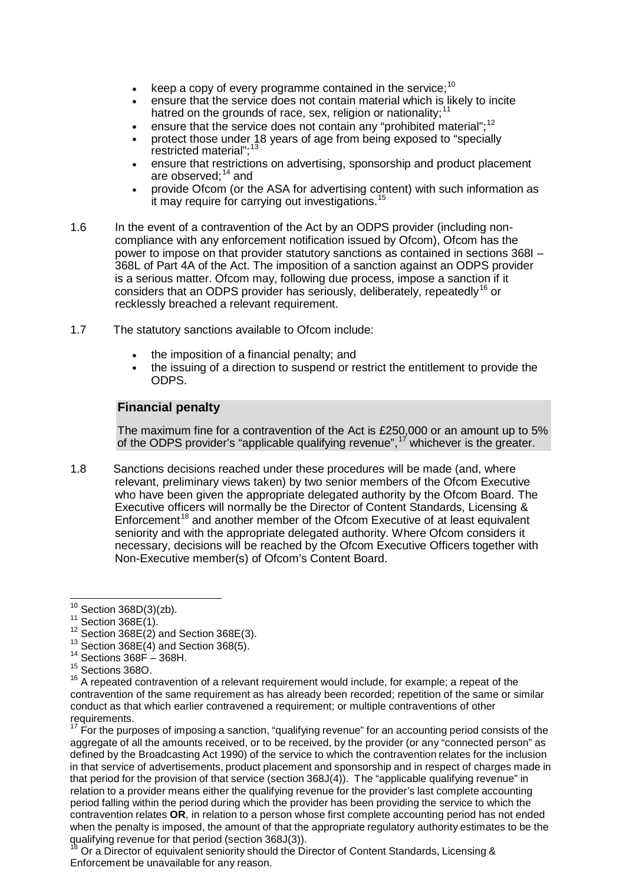- keep a copy of every programme contained in the service;[10]
- ensure that the service does not contain material which is likely to incite hatred on the grounds of race, sex, religion or nationality;[11]
- ensure that the service does not contain any "prohibited material";[12]
- protect those under 18 years of age from being exposed to "specially restricted material";[13]
- ensure that restrictions on advertising, sponsorship and product placement are observed;[14] and
- provide Ofcom (or the ASA for advertising content) with such information as it may require for carrying out investigations.[15]

1.6 In the event of a contravention of the Act by an ODPS provider (including non-compliance with any enforcement notification issued by Ofcom), Ofcom has the power to impose on that provider statutory sanctions as contained in sections 368I – 368L of Part 4A of the Act. The imposition of a sanction against an ODPS provider is a serious matter. Ofcom may, following due process, impose a sanction if it considers that an ODPS provider has seriously, deliberately, repeatedly[16] or recklessly breached a relevant requirement.

1.7 The statutory sanctions available to Ofcom include:

- the imposition of a financial penalty; and
- the issuing of a direction to suspend or restrict the entitlement to provide the ODPS.

**Financial penalty**

The maximum fine for a contravention of the Act is £250,000 or an amount up to 5% of the ODPS provider's "applicable qualifying revenue",[17] whichever is the greater.

1.8 Sanctions decisions reached under these procedures will be made (and, where relevant, preliminary views taken) by two senior members of the Ofcom Executive who have been given the appropriate delegated authority by the Ofcom Board. The Executive officers will normally be the Director of Content Standards, Licensing & Enforcement[18] and another member of the Ofcom Executive of at least equivalent seniority and with the appropriate delegated authority. Where Ofcom considers it necessary, decisions will be reached by the Ofcom Executive Officers together with Non-Executive member(s) of Ofcom's Content Board.

---

[10] Section 368D(3)(zb).

[11] Section 368E(1).

[12] Section 368E(2) and Section 368E(3).

[13] Section 368E(4) and Section 368(5).

[14] Sections 368F – 368H.

[15] Sections 368O.

[16] A repeated contravention of a relevant requirement would include, for example; a repeat of the contravention of the same requirement as has already been recorded; repetition of the same or similar conduct as that which earlier contravened a requirement; or multiple contraventions of other requirements.

[17] For the purposes of imposing a sanction, "qualifying revenue" for an accounting period consists of the aggregate of all the amounts received, or to be received, by the provider (or any "connected person" as defined by the Broadcasting Act 1990) of the service to which the contravention relates for the inclusion in that service of advertisements, product placement and sponsorship and in respect of charges made in that period for the provision of that service (section 368J(4)). The "applicable qualifying revenue" in relation to a provider means either the qualifying revenue for the provider's last complete accounting period falling within the period during which the provider has been providing the service to which the contravention relates **OR**, in relation to a person whose first complete accounting period has not ended when the penalty is imposed, the amount of that the appropriate regulatory authority estimates to be the qualifying revenue for that period (section 368J(3)).

[18] Or a Director of equivalent seniority should the Director of Content Standards, Licensing & Enforcement be unavailable for any reason.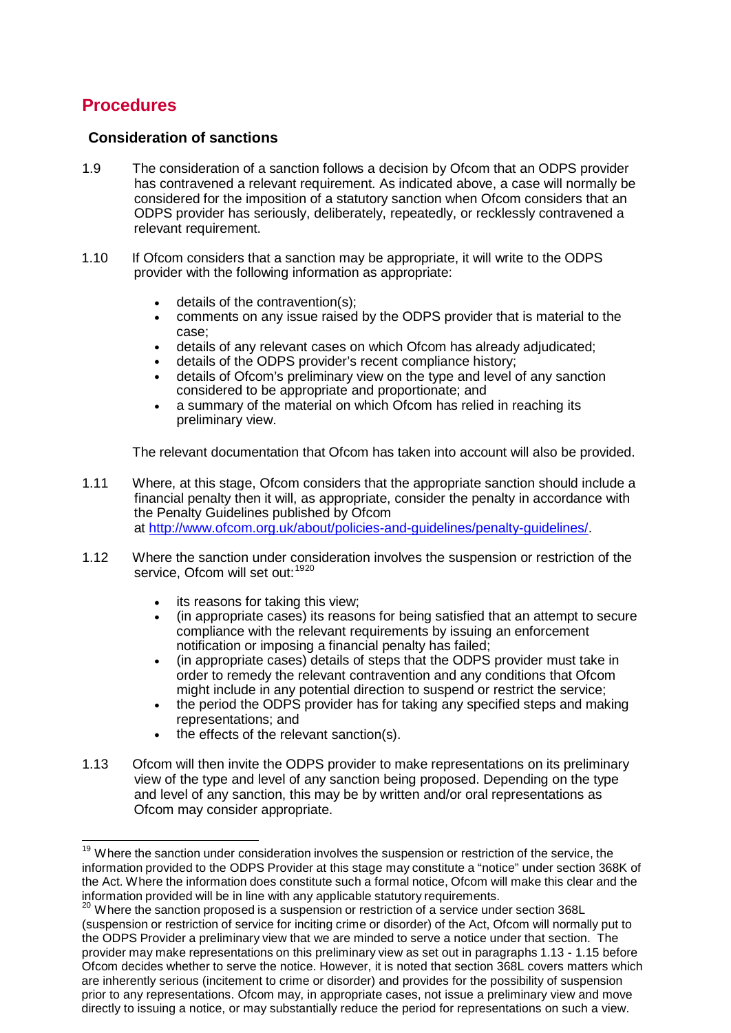## Procedures

### Consideration of sanctions

1.9 The consideration of a sanction follows a decision by Ofcom that an ODPS provider has contravened a relevant requirement. As indicated above, a case will normally be considered for the imposition of a statutory sanction when Ofcom considers that an ODPS provider has seriously, deliberately, repeatedly, or recklessly contravened a relevant requirement.

1.10 If Ofcom considers that a sanction may be appropriate, it will write to the ODPS provider with the following information as appropriate:

- details of the contravention(s);
- comments on any issue raised by the ODPS provider that is material to the case;
- details of any relevant cases on which Ofcom has already adjudicated;
- details of the ODPS provider's recent compliance history;
- details of Ofcom's preliminary view on the type and level of any sanction considered to be appropriate and proportionate; and
- a summary of the material on which Ofcom has relied in reaching its preliminary view.

The relevant documentation that Ofcom has taken into account will also be provided.

1.11 Where, at this stage, Ofcom considers that the appropriate sanction should include a financial penalty then it will, as appropriate, consider the penalty in accordance with the Penalty Guidelines published by Ofcom at [http://www.ofcom.org.uk/about/policies-and-guidelines/penalty-guidelines/](http://www.ofcom.org.uk/about/policies-and-guidelines/penalty-guidelines/).

1.12 Where the sanction under consideration involves the suspension or restriction of the service, Ofcom will set out:[19][20]

- its reasons for taking this view;
- (in appropriate cases) its reasons for being satisfied that an attempt to secure compliance with the relevant requirements by issuing an enforcement notification or imposing a financial penalty has failed;
- (in appropriate cases) details of steps that the ODPS provider must take in order to remedy the relevant contravention and any conditions that Ofcom might include in any potential direction to suspend or restrict the service;
- the period the ODPS provider has for taking any specified steps and making representations; and
- the effects of the relevant sanction(s).

1.13 Ofcom will then invite the ODPS provider to make representations on its preliminary view of the type and level of any sanction being proposed. Depending on the type and level of any sanction, this may be by written and/or oral representations as Ofcom may consider appropriate.

---

[19] Where the sanction under consideration involves the suspension or restriction of the service, the information provided to the ODPS Provider at this stage may constitute a "notice" under section 368K of the Act. Where the information does constitute such a formal notice, Ofcom will make this clear and the information provided will be in line with any applicable statutory requirements.

[20] Where the sanction proposed is a suspension or restriction of a service under section 368L (suspension or restriction of service for inciting crime or disorder) of the Act, Ofcom will normally put to the ODPS Provider a preliminary view that we are minded to serve a notice under that section. The provider may make representations on this preliminary view as set out in paragraphs 1.13 - 1.15 before Ofcom decides whether to serve the notice. However, it is noted that section 368L covers matters which are inherently serious (incitement to crime or disorder) and provides for the possibility of suspension prior to any representations. Ofcom may, in appropriate cases, not issue a preliminary view and move directly to issuing a notice, or may substantially reduce the period for representations on such a view.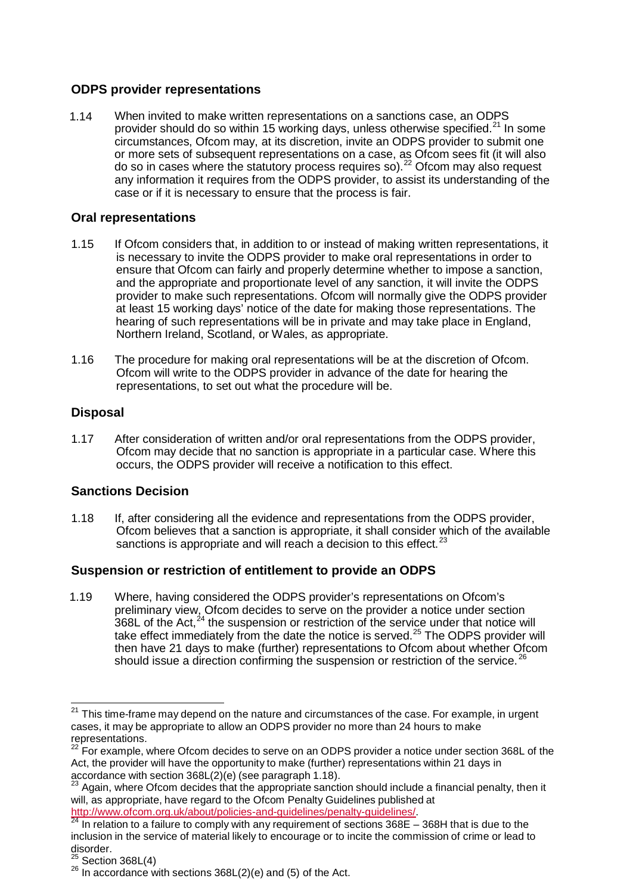## ODPS provider representations

1.14 When invited to make written representations on a sanctions case, an ODPS provider should do so within 15 working days, unless otherwise specified.[21] In some circumstances, Ofcom may, at its discretion, invite an ODPS provider to submit one or more sets of subsequent representations on a case, as Ofcom sees fit (it will also do so in cases where the statutory process requires so).[22] Ofcom may also request any information it requires from the ODPS provider, to assist its understanding of the case or if it is necessary to ensure that the process is fair.

## Oral representations

1.15 If Ofcom considers that, in addition to or instead of making written representations, it is necessary to invite the ODPS provider to make oral representations in order to ensure that Ofcom can fairly and properly determine whether to impose a sanction, and the appropriate and proportionate level of any sanction, it will invite the ODPS provider to make such representations. Ofcom will normally give the ODPS provider at least 15 working days' notice of the date for making those representations. The hearing of such representations will be in private and may take place in England, Northern Ireland, Scotland, or Wales, as appropriate.

1.16 The procedure for making oral representations will be at the discretion of Ofcom. Ofcom will write to the ODPS provider in advance of the date for hearing the representations, to set out what the procedure will be.

## Disposal

1.17 After consideration of written and/or oral representations from the ODPS provider, Ofcom may decide that no sanction is appropriate in a particular case. Where this occurs, the ODPS provider will receive a notification to this effect.

## Sanctions Decision

1.18 If, after considering all the evidence and representations from the ODPS provider, Ofcom believes that a sanction is appropriate, it shall consider which of the available sanctions is appropriate and will reach a decision to this effect.[23]

## Suspension or restriction of entitlement to provide an ODPS

1.19 Where, having considered the ODPS provider's representations on Ofcom's preliminary view, Ofcom decides to serve on the provider a notice under section 368L of the Act,[24] the suspension or restriction of the service under that notice will take effect immediately from the date the notice is served.[25] The ODPS provider will then have 21 days to make (further) representations to Ofcom about whether Ofcom should issue a direction confirming the suspension or restriction of the service.[26]

---

[21] This time-frame may depend on the nature and circumstances of the case. For example, in urgent cases, it may be appropriate to allow an ODPS provider no more than 24 hours to make representations.

[22] For example, where Ofcom decides to serve on an ODPS provider a notice under section 368L of the Act, the provider will have the opportunity to make (further) representations within 21 days in accordance with section 368L(2)(e) (see paragraph 1.18).

[23] Again, where Ofcom decides that the appropriate sanction should include a financial penalty, then it will, as appropriate, have regard to the Ofcom Penalty Guidelines published at http://www.ofcom.org.uk/about/policies-and-guidelines/penalty-guidelines/.

[24] In relation to a failure to comply with any requirement of sections 368E – 368H that is due to the inclusion in the service of material likely to encourage or to incite the commission of crime or lead to disorder.

[25] Section 368L(4)

[26] In accordance with sections 368L(2)(e) and (5) of the Act.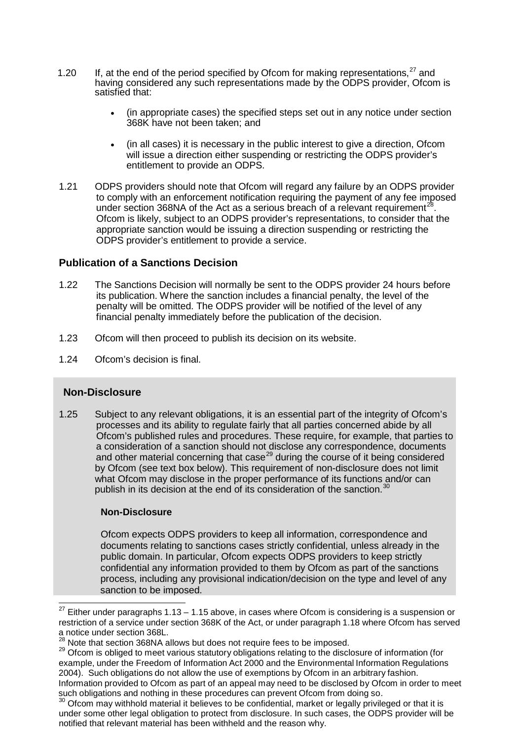1.20 If, at the end of the period specified by Ofcom for making representations,[27] and having considered any such representations made by the ODPS provider, Ofcom is satisfied that:

- (in appropriate cases) the specified steps set out in any notice under section 368K have not been taken; and
- (in all cases) it is necessary in the public interest to give a direction, Ofcom will issue a direction either suspending or restricting the ODPS provider's entitlement to provide an ODPS.

1.21 ODPS providers should note that Ofcom will regard any failure by an ODPS provider to comply with an enforcement notification requiring the payment of any fee imposed under section 368NA of the Act as a serious breach of a relevant requirement[28]. Ofcom is likely, subject to an ODPS provider's representations, to consider that the appropriate sanction would be issuing a direction suspending or restricting the ODPS provider's entitlement to provide a service.

## Publication of a Sanctions Decision

1.22 The Sanctions Decision will normally be sent to the ODPS provider 24 hours before its publication. Where the sanction includes a financial penalty, the level of the penalty will be omitted. The ODPS provider will be notified of the level of any financial penalty immediately before the publication of the decision.

1.23 Ofcom will then proceed to publish its decision on its website.

1.24 Ofcom's decision is final.

## Non-Disclosure

1.25 Subject to any relevant obligations, it is an essential part of the integrity of Ofcom's processes and its ability to regulate fairly that all parties concerned abide by all Ofcom's published rules and procedures. These require, for example, that parties to a consideration of a sanction should not disclose any correspondence, documents and other material concerning that case[29] during the course of it being considered by Ofcom (see text box below). This requirement of non-disclosure does not limit what Ofcom may disclose in the proper performance of its functions and/or can publish in its decision at the end of its consideration of the sanction.[30]

**Non-Disclosure**

Ofcom expects ODPS providers to keep all information, correspondence and documents relating to sanctions cases strictly confidential, unless already in the public domain. In particular, Ofcom expects ODPS providers to keep strictly confidential any information provided to them by Ofcom as part of the sanctions process, including any provisional indication/decision on the type and level of any sanction to be imposed.

---

[27] Either under paragraphs 1.13 – 1.15 above, in cases where Ofcom is considering is a suspension or restriction of a service under section 368K of the Act, or under paragraph 1.18 where Ofcom has served a notice under section 368L.

[28] Note that section 368NA allows but does not require fees to be imposed.

[29] Ofcom is obliged to meet various statutory obligations relating to the disclosure of information (for example, under the Freedom of Information Act 2000 and the Environmental Information Regulations 2004). Such obligations do not allow the use of exemptions by Ofcom in an arbitrary fashion. Information provided to Ofcom as part of an appeal may need to be disclosed by Ofcom in order to meet such obligations and nothing in these procedures can prevent Ofcom from doing so.

[30] Ofcom may withhold material it believes to be confidential, market or legally privileged or that it is under some other legal obligation to protect from disclosure. In such cases, the ODPS provider will be notified that relevant material has been withheld and the reason why.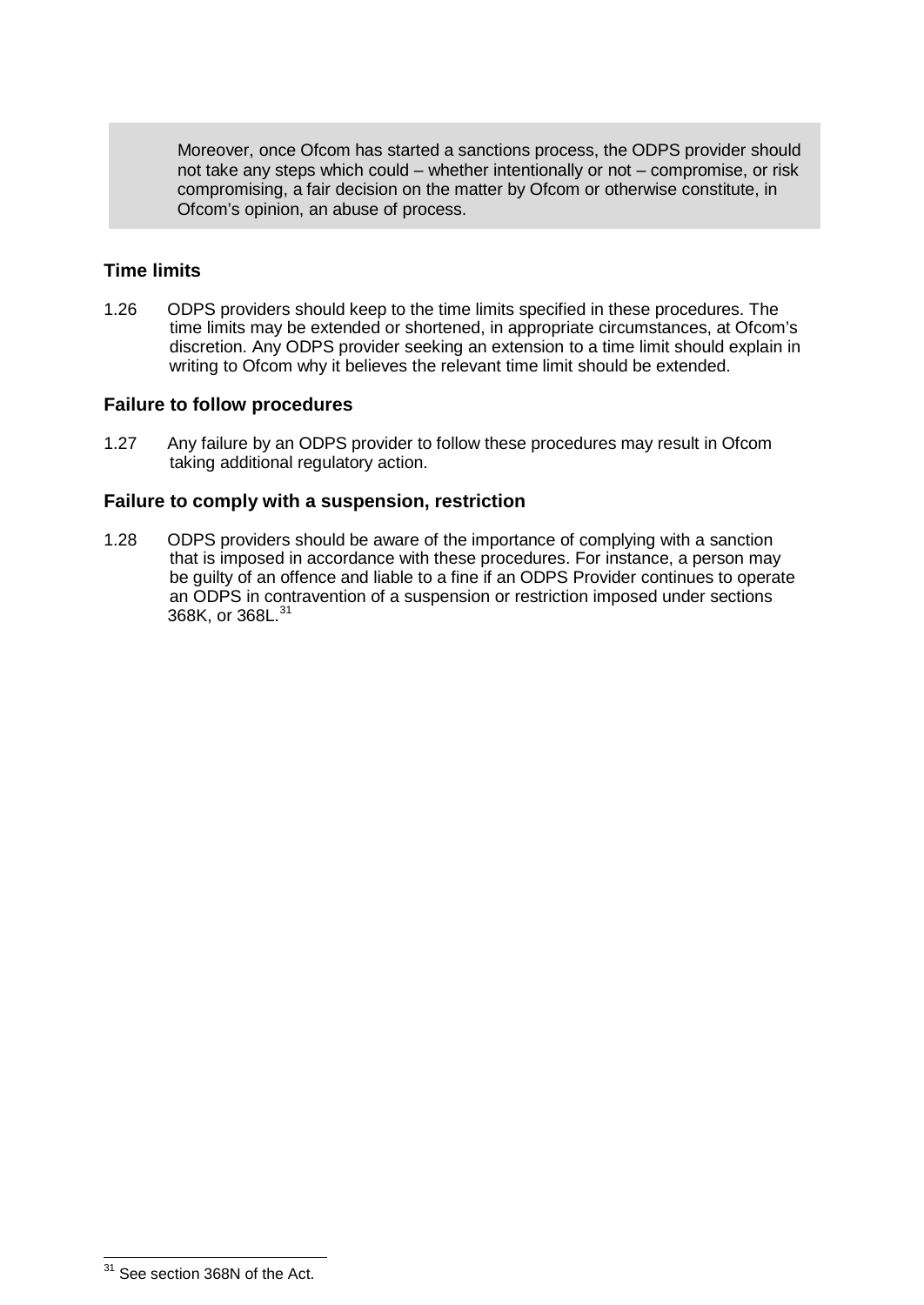> Moreover, once Ofcom has started a sanctions process, the ODPS provider should not take any steps which could – whether intentionally or not – compromise, or risk compromising, a fair decision on the matter by Ofcom or otherwise constitute, in Ofcom's opinion, an abuse of process.

### Time limits

1.26 ODPS providers should keep to the time limits specified in these procedures. The time limits may be extended or shortened, in appropriate circumstances, at Ofcom's discretion. Any ODPS provider seeking an extension to a time limit should explain in writing to Ofcom why it believes the relevant time limit should be extended.

### Failure to follow procedures

1.27 Any failure by an ODPS provider to follow these procedures may result in Ofcom taking additional regulatory action.

### Failure to comply with a suspension, restriction

1.28 ODPS providers should be aware of the importance of complying with a sanction that is imposed in accordance with these procedures. For instance, a person may be guilty of an offence and liable to a fine if an ODPS Provider continues to operate an ODPS in contravention of a suspension or restriction imposed under sections 368K, or 368L.[31]

[31] See section 368N of the Act.